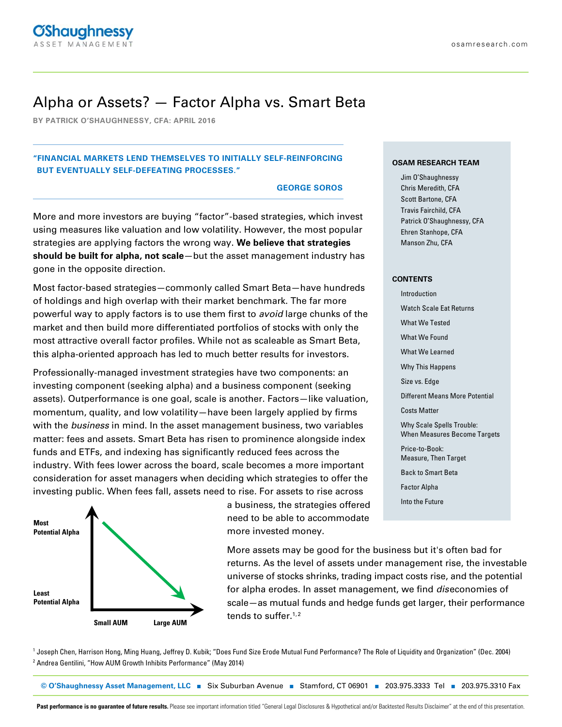# Alpha or Assets? — Factor Alpha vs. Smart Beta

**BY PATRICK O'SHAUGHNESSY, CFA: APRIL 2016**

> **"FINANCIAL MARKETS LEND THEMSELVES TO INITIALLY SELF-REINFORCING BUT EVENTUALLY SELF-DEFEATING PROCESSES."**
>
> **GEORGE SOROS**

**OSAM RESEARCH TEAM**

- Jim O'Shaughnessy
- Chris Meredith, CFA
- Scott Bartone, CFA
- Travis Fairchild, CFA
- Patrick O'Shaughnessy, CFA
- Ehren Stanhope, CFA
- Manson Zhu, CFA

**CONTENTS**

- Introduction
- Watch Scale Eat Returns
- What We Tested
- What We Found
- What We Learned
- Why This Happens
- Size vs. Edge
- Different Means More Potential
- Costs Matter
- Why Scale Spells Trouble: When Measures Become Targets
- Price-to-Book: Measure, Then Target
- Back to Smart Beta
- Factor Alpha
- Into the Future

More and more investors are buying "factor"-based strategies, which invest using measures like valuation and low volatility. However, the most popular strategies are applying factors the wrong way. **We believe that strategies should be built for alpha, not scale**—but the asset management industry has gone in the opposite direction.

Most factor-based strategies—commonly called Smart Beta—have hundreds of holdings and high overlap with their market benchmark. The far more powerful way to apply factors is to use them first to *avoid* large chunks of the market and then build more differentiated portfolios of stocks with only the most attractive overall factor profiles. While not as scaleable as Smart Beta, this alpha-oriented approach has led to much better results for investors.

Professionally-managed investment strategies have two components: an investing component (seeking alpha) and a business component (seeking assets). Outperformance is one goal, scale is another. Factors—like valuation, momentum, quality, and low volatility—have been largely applied by firms with the *business* in mind. In the asset management business, two variables matter: fees and assets. Smart Beta has risen to prominence alongside index funds and ETFs, and indexing has significantly reduced fees across the industry. With fees lower across the board, scale becomes a more important consideration for asset managers when deciding which strategies to offer the investing public. When fees fall, assets need to rise. For assets to rise across a business, the strategies offered need to be able to accommodate more invested money.

Most Potential Alpha | Least Potential Alpha | Small AUM | Large AUM

More assets may be good for the business but it's often bad for returns. As the level of assets under management rise, the investable universe of stocks shrinks, trading impact costs rise, and the potential for alpha erodes. In asset management, we find *dis*economies of scale—as mutual funds and hedge funds get larger, their performance tends to suffer.[1,2]

[1] Joseph Chen, Harrison Hong, Ming Huang, Jeffrey D. Kubik; "Does Fund Size Erode Mutual Fund Performance? The Role of Liquidity and Organization" (Dec. 2004)

[2] Andrea Gentilini, "How AUM Growth Inhibits Performance" (May 2014)

**Past performance is no guarantee of future results.** Please see important information titled "General Legal Disclosures & Hypothetical and/or Backtested Results Disclaimer" at the end of this presentation.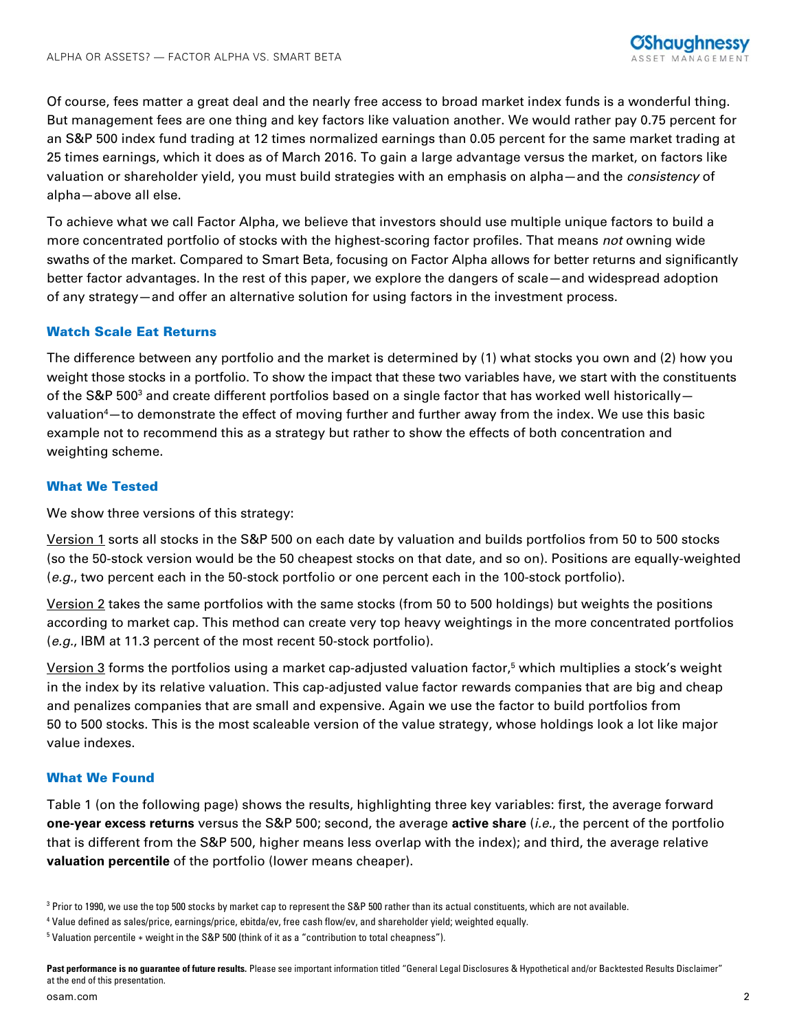Of course, fees matter a great deal and the nearly free access to broad market index funds is a wonderful thing. But management fees are one thing and key factors like valuation another. We would rather pay 0.75 percent for an S&P 500 index fund trading at 12 times normalized earnings than 0.05 percent for the same market trading at 25 times earnings, which it does as of March 2016. To gain a large advantage versus the market, on factors like valuation or shareholder yield, you must build strategies with an emphasis on alpha—and the *consistency* of alpha—above all else.

To achieve what we call Factor Alpha, we believe that investors should use multiple unique factors to build a more concentrated portfolio of stocks with the highest-scoring factor profiles. That means *not* owning wide swaths of the market. Compared to Smart Beta, focusing on Factor Alpha allows for better returns and significantly better factor advantages. In the rest of this paper, we explore the dangers of scale—and widespread adoption of any strategy—and offer an alternative solution for using factors in the investment process.

## Watch Scale Eat Returns

The difference between any portfolio and the market is determined by (1) what stocks you own and (2) how you weight those stocks in a portfolio. To show the impact that these two variables have, we start with the constituents of the S&P 500[3] and create different portfolios based on a single factor that has worked well historically—valuation[4]—to demonstrate the effect of moving further and further away from the index. We use this basic example not to recommend this as a strategy but rather to show the effects of both concentration and weighting scheme.

## What We Tested

We show three versions of this strategy:

Version 1 sorts all stocks in the S&P 500 on each date by valuation and builds portfolios from 50 to 500 stocks (so the 50-stock version would be the 50 cheapest stocks on that date, and so on). Positions are equally-weighted (*e.g.*, two percent each in the 50-stock portfolio or one percent each in the 100-stock portfolio).

Version 2 takes the same portfolios with the same stocks (from 50 to 500 holdings) but weights the positions according to market cap. This method can create very top heavy weightings in the more concentrated portfolios (*e.g.*, IBM at 11.3 percent of the most recent 50-stock portfolio).

Version 3 forms the portfolios using a market cap-adjusted valuation factor,[5] which multiplies a stock's weight in the index by its relative valuation. This cap-adjusted value factor rewards companies that are big and cheap and penalizes companies that are small and expensive. Again we use the factor to build portfolios from 50 to 500 stocks. This is the most scaleable version of the value strategy, whose holdings look a lot like major value indexes.

## What We Found

Table 1 (on the following page) shows the results, highlighting three key variables: first, the average forward **one-year excess returns** versus the S&P 500; second, the average **active share** (*i.e.*, the percent of the portfolio that is different from the S&P 500, higher means less overlap with the index); and third, the average relative **valuation percentile** of the portfolio (lower means cheaper).

[3] Prior to 1990, we use the top 500 stocks by market cap to represent the S&P 500 rather than its actual constituents, which are not available.

[4] Value defined as sales/price, earnings/price, ebitda/ev, free cash flow/ev, and shareholder yield; weighted equally.

[5] Valuation percentile * weight in the S&P 500 (think of it as a "contribution to total cheapness").

**Past performance is no guarantee of future results.** Please see important information titled "General Legal Disclosures & Hypothetical and/or Backtested Results Disclaimer" at the end of this presentation.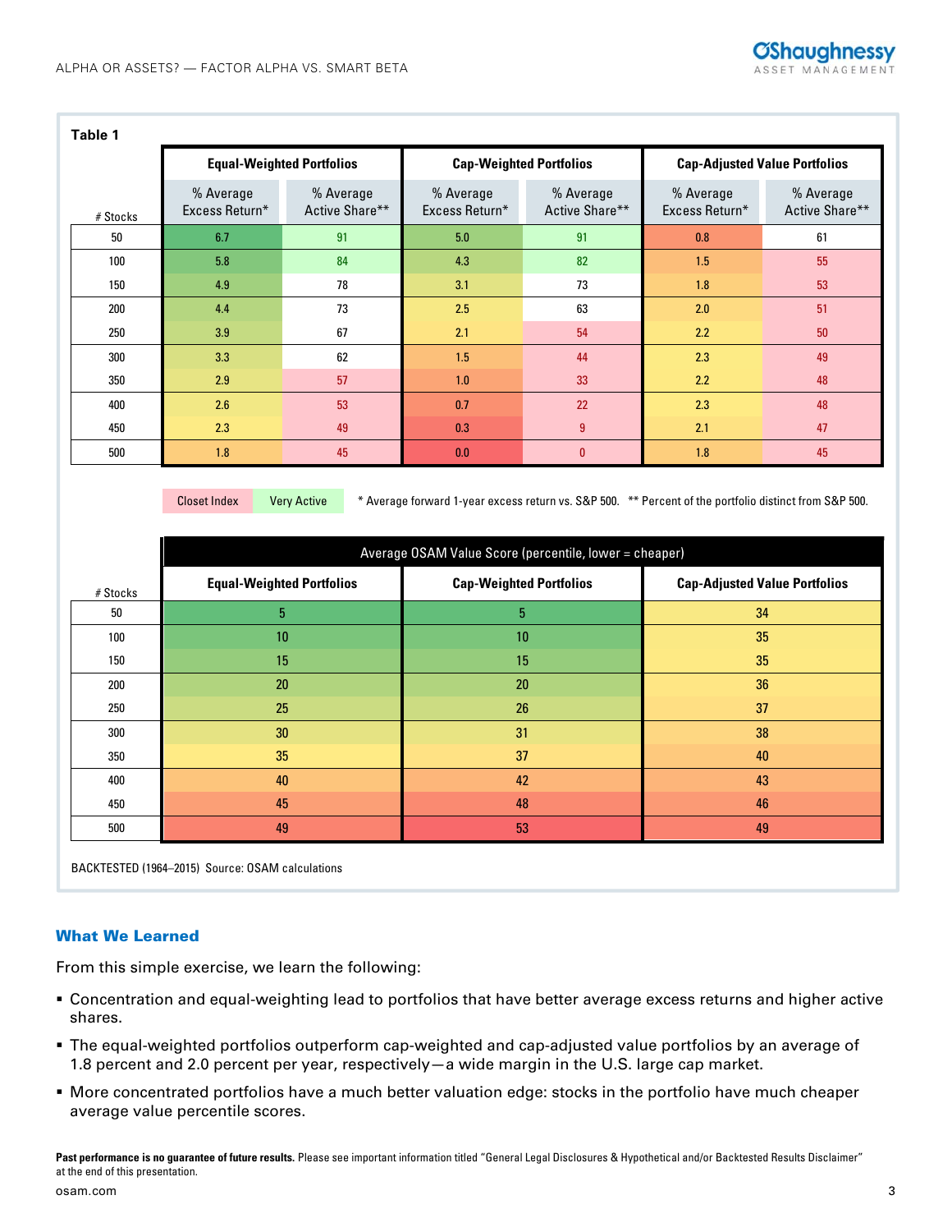**Table 1**

| # Stocks | Equal-Weighted Portfolios | | Cap-Weighted Portfolios | | Cap-Adjusted Value Portfolios | |
|---|---|---|---|---|---|---|
| | % Average Excess Return* | % Average Active Share** | % Average Excess Return* | % Average Active Share** | % Average Excess Return* | % Average Active Share** |
| 50 | 6.7 | 91 | 5.0 | 91 | 0.8 | 61 |
| 100 | 5.8 | 84 | 4.3 | 82 | 1.5 | 55 |
| 150 | 4.9 | 78 | 3.1 | 73 | 1.8 | 53 |
| 200 | 4.4 | 73 | 2.5 | 63 | 2.0 | 51 |
| 250 | 3.9 | 67 | 2.1 | 54 | 2.2 | 50 |
| 300 | 3.3 | 62 | 1.5 | 44 | 2.3 | 49 |
| 350 | 2.9 | 57 | 1.0 | 33 | 2.2 | 48 |
| 400 | 2.6 | 53 | 0.7 | 22 | 2.3 | 48 |
| 450 | 2.3 | 49 | 0.3 | 9 | 2.1 | 47 |
| 500 | 1.8 | 45 | 0.0 | 0 | 1.8 | 45 |

Closet Index | Very Active

* Average forward 1-year excess return vs. S&P 500. ** Percent of the portfolio distinct from S&P 500.

| # Stocks | Average OSAM Value Score (percentile, lower = cheaper) | | |
|---|---|---|---|
| | Equal-Weighted Portfolios | Cap-Weighted Portfolios | Cap-Adjusted Value Portfolios |
| 50 | 5 | 5 | 34 |
| 100 | 10 | 10 | 35 |
| 150 | 15 | 15 | 35 |
| 200 | 20 | 20 | 36 |
| 250 | 25 | 26 | 37 |
| 300 | 30 | 31 | 38 |
| 350 | 35 | 37 | 40 |
| 400 | 40 | 42 | 43 |
| 450 | 45 | 48 | 46 |
| 500 | 49 | 53 | 49 |

BACKTESTED (1964–2015) Source: OSAM calculations

## What We Learned

From this simple exercise, we learn the following:

- Concentration and equal-weighting lead to portfolios that have better average excess returns and higher active shares.
- The equal-weighted portfolios outperform cap-weighted and cap-adjusted value portfolios by an average of 1.8 percent and 2.0 percent per year, respectively—a wide margin in the U.S. large cap market.
- More concentrated portfolios have a much better valuation edge: stocks in the portfolio have much cheaper average value percentile scores.

**Past performance is no guarantee of future results.** Please see important information titled "General Legal Disclosures & Hypothetical and/or Backtested Results Disclaimer" at the end of this presentation.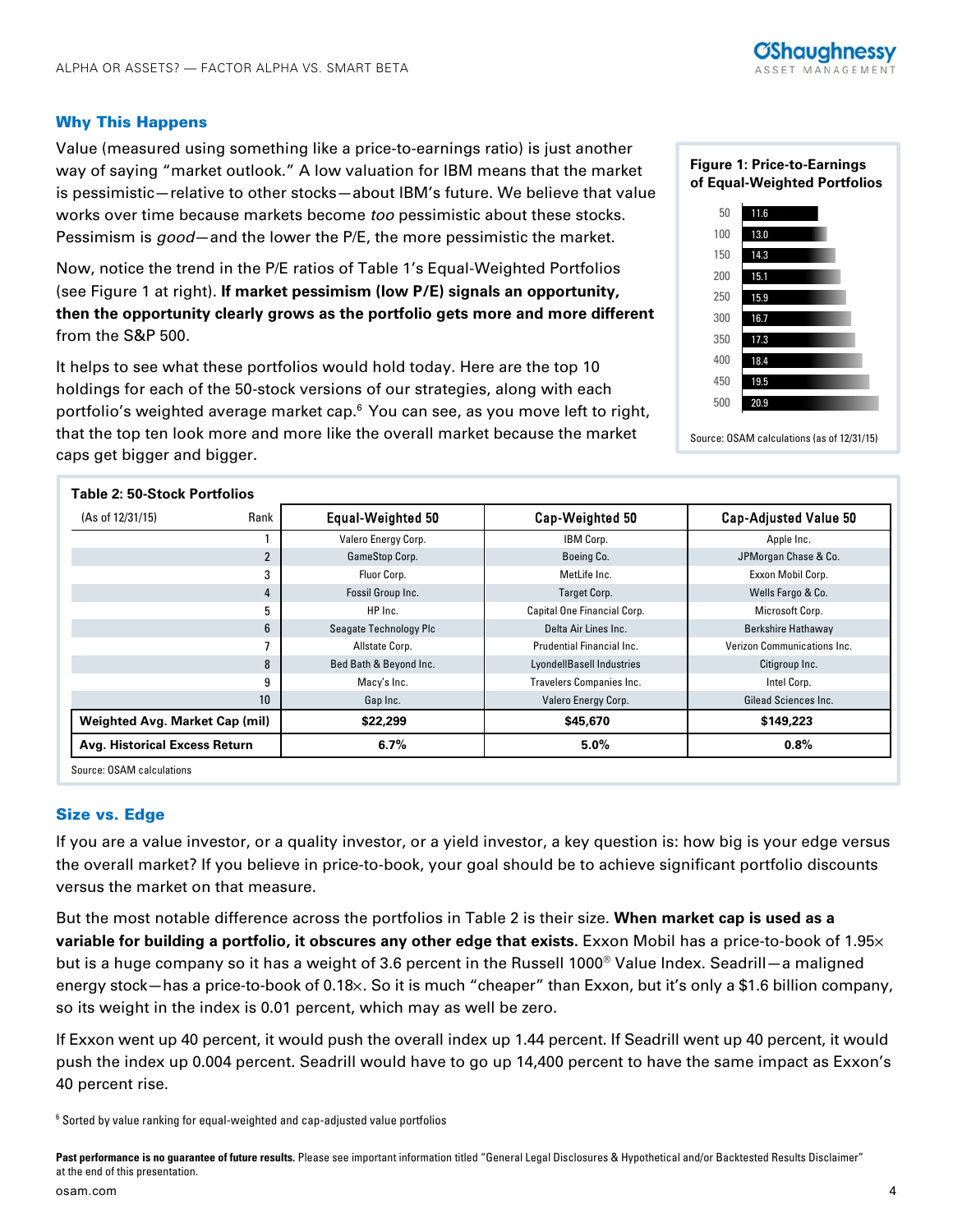## Why This Happens

Value (measured using something like a price-to-earnings ratio) is just another way of saying "market outlook." A low valuation for IBM means that the market is pessimistic—relative to other stocks—about IBM's future. We believe that value works over time because markets become *too* pessimistic about these stocks. Pessimism is *good*—and the lower the P/E, the more pessimistic the market.

Now, notice the trend in the P/E ratios of Table 1's Equal-Weighted Portfolios (see Figure 1 at right). **If market pessimism (low P/E) signals an opportunity, then the opportunity clearly grows as the portfolio gets more and more different** from the S&P 500.

It helps to see what these portfolios would hold today. Here are the top 10 holdings for each of the 50-stock versions of our strategies, along with each portfolio's weighted average market cap.[6] You can see, as you move left to right, that the top ten look more and more like the overall market because the market caps get bigger and bigger.

**Figure 1: Price-to-Earnings of Equal-Weighted Portfolios**

| Portfolio | P/E |
|---|---|
| 50 | 11.6 |
| 100 | 13.0 |
| 150 | 14.3 |
| 200 | 15.1 |
| 250 | 15.9 |
| 300 | 16.7 |
| 350 | 17.3 |
| 400 | 18.4 |
| 450 | 19.5 |
| 500 | 20.9 |

Source: OSAM calculations (as of 12/31/15)

**Table 2: 50-Stock Portfolios**

| (As of 12/31/15) Rank | Equal-Weighted 50 | Cap-Weighted 50 | Cap-Adjusted Value 50 |
|---|---|---|---|
| 1 | Valero Energy Corp. | IBM Corp. | Apple Inc. |
| 2 | GameStop Corp. | Boeing Co. | JPMorgan Chase & Co. |
| 3 | Fluor Corp. | MetLife Inc. | Exxon Mobil Corp. |
| 4 | Fossil Group Inc. | Target Corp. | Wells Fargo & Co. |
| 5 | HP Inc. | Capital One Financial Corp. | Microsoft Corp. |
| 6 | Seagate Technology Plc | Delta Air Lines Inc. | Berkshire Hathaway |
| 7 | Allstate Corp. | Prudential Financial Inc. | Verizon Communications Inc. |
| 8 | Bed Bath & Beyond Inc. | LyondellBasell Industries | Citigroup Inc. |
| 9 | Macy's Inc. | Travelers Companies Inc. | Intel Corp. |
| 10 | Gap Inc. | Valero Energy Corp. | Gilead Sciences Inc. |
| **Weighted Avg. Market Cap (mil)** | **$22,299** | **$45,670** | **$149,223** |
| **Avg. Historical Excess Return** | **6.7%** | **5.0%** | **0.8%** |

Source: OSAM calculations

## Size vs. Edge

If you are a value investor, or a quality investor, or a yield investor, a key question is: how big is your edge versus the overall market? If you believe in price-to-book, your goal should be to achieve significant portfolio discounts versus the market on that measure.

But the most notable difference across the portfolios in Table 2 is their size. **When market cap is used as a variable for building a portfolio, it obscures any other edge that exists.** Exxon Mobil has a price-to-book of 1.95× but is a huge company so it has a weight of 3.6 percent in the Russell 1000® Value Index. Seadrill—a maligned energy stock—has a price-to-book of 0.18×. So it is much "cheaper" than Exxon, but it's only a $1.6 billion company, so its weight in the index is 0.01 percent, which may as well be zero.

If Exxon went up 40 percent, it would push the overall index up 1.44 percent. If Seadrill went up 40 percent, it would push the index up 0.004 percent. Seadrill would have to go up 14,400 percent to have the same impact as Exxon's 40 percent rise.

[6] Sorted by value ranking for equal-weighted and cap-adjusted value portfolios

**Past performance is no guarantee of future results.** Please see important information titled "General Legal Disclosures & Hypothetical and/or Backtested Results Disclaimer" at the end of this presentation.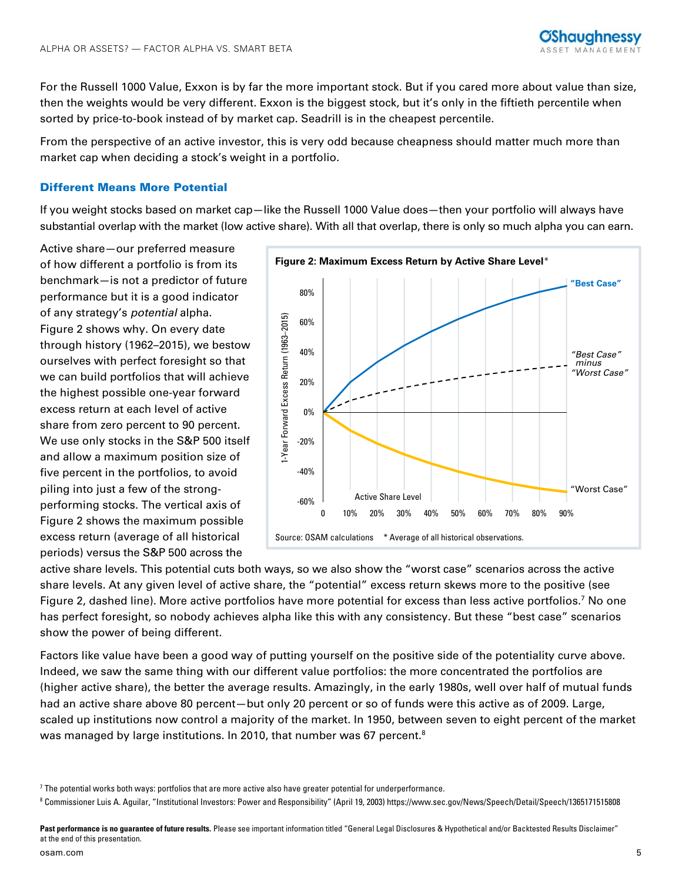For the Russell 1000 Value, Exxon is by far the more important stock. But if you cared more about value than size, then the weights would be very different. Exxon is the biggest stock, but it's only in the fiftieth percentile when sorted by price-to-book instead of by market cap. Seadrill is in the cheapest percentile.

From the perspective of an active investor, this is very odd because cheapness should matter much more than market cap when deciding a stock's weight in a portfolio.

### Different Means More Potential

If you weight stocks based on market cap—like the Russell 1000 Value does—then your portfolio will always have substantial overlap with the market (low active share). With all that overlap, there is only so much alpha you can earn.

Active share—our preferred measure of how different a portfolio is from its benchmark—is not a predictor of future performance but it is a good indicator of any strategy's *potential* alpha. Figure 2 shows why. On every date through history (1962–2015), we bestow ourselves with perfect foresight so that we can build portfolios that will achieve the highest possible one-year forward excess return at each level of active share from zero percent to 90 percent. We use only stocks in the S&P 500 itself and allow a maximum position size of five percent in the portfolios, to avoid piling into just a few of the strong-performing stocks. The vertical axis of Figure 2 shows the maximum possible excess return (average of all historical periods) versus the S&P 500 across the active share levels. This potential cuts both ways, so we also show the "worst case" scenarios across the active share levels. At any given level of active share, the "potential" excess return skews more to the positive (see Figure 2, dashed line). More active portfolios have more potential for excess than less active portfolios.[7] No one has perfect foresight, so nobody achieves alpha like this with any consistency. But these "best case" scenarios show the power of being different.

**Figure 2: Maximum Excess Return by Active Share Level***

Source: OSAM calculations * Average of all historical observations.

Factors like value have been a good way of putting yourself on the positive side of the potentiality curve above. Indeed, we saw the same thing with our different value portfolios: the more concentrated the portfolios are (higher active share), the better the average results. Amazingly, in the early 1980s, well over half of mutual funds had an active share above 80 percent—but only 20 percent or so of funds were this active as of 2009. Large, scaled up institutions now control a majority of the market. In 1950, between seven to eight percent of the market was managed by large institutions. In 2010, that number was 67 percent.[8]

[7] The potential works both ways: portfolios that are more active also have greater potential for underperformance.

[8] Commissioner Luis A. Aguilar, "Institutional Investors: Power and Responsibility" (April 19, 2003) https://www.sec.gov/News/Speech/Detail/Speech/1365171515808

**Past performance is no guarantee of future results.** Please see important information titled "General Legal Disclosures & Hypothetical and/or Backtested Results Disclaimer" at the end of this presentation.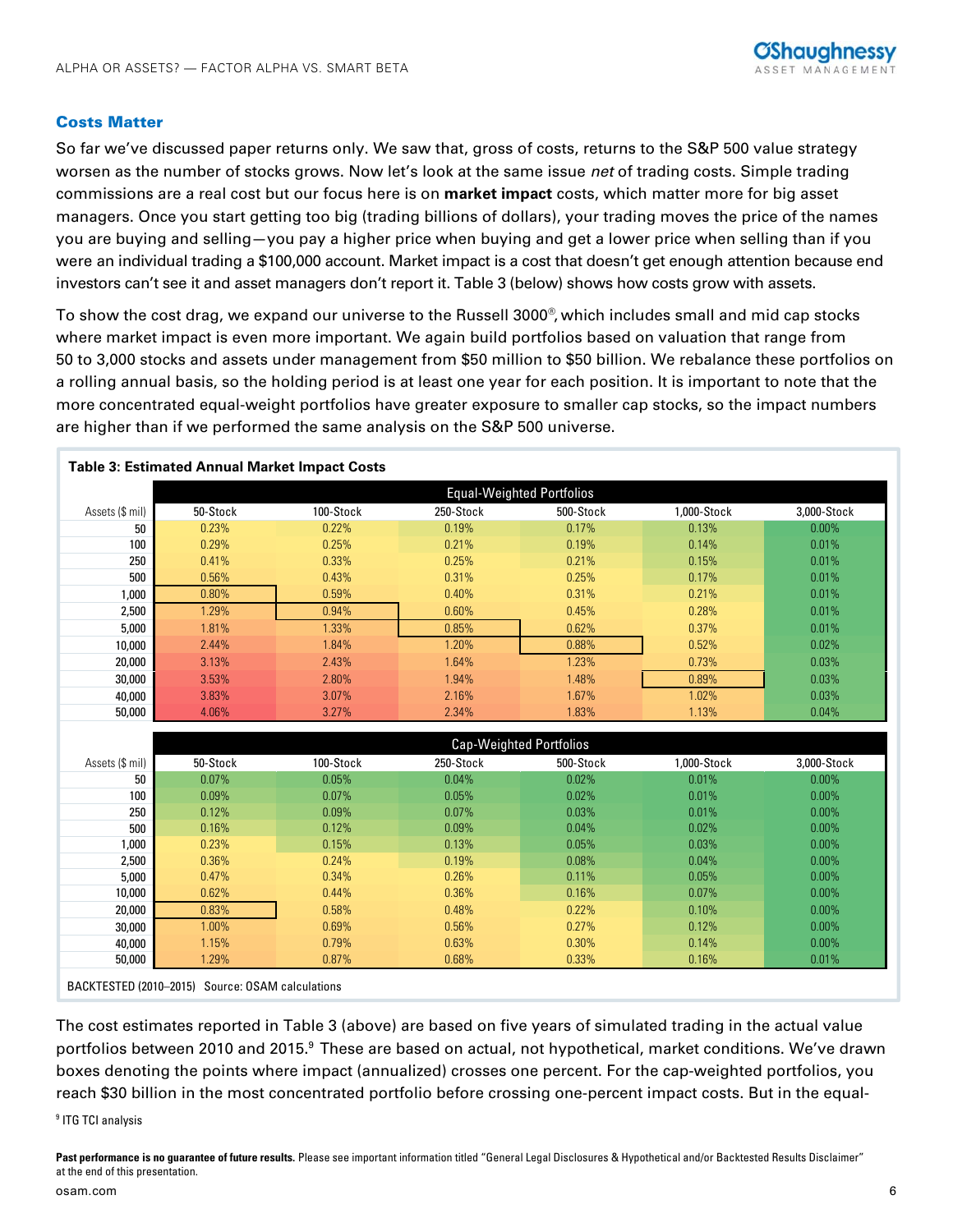## Costs Matter

So far we've discussed paper returns only. We saw that, gross of costs, returns to the S&P 500 value strategy worsen as the number of stocks grows. Now let's look at the same issue *net* of trading costs. Simple trading commissions are a real cost but our focus here is on **market impact** costs, which matter more for big asset managers. Once you start getting too big (trading billions of dollars), your trading moves the price of the names you are buying and selling—you pay a higher price when buying and get a lower price when selling than if you were an individual trading a $100,000 account. Market impact is a cost that doesn't get enough attention because end investors can't see it and asset managers don't report it. Table 3 (below) shows how costs grow with assets.

To show the cost drag, we expand our universe to the Russell 3000®, which includes small and mid cap stocks where market impact is even more important. We again build portfolios based on valuation that range from 50 to 3,000 stocks and assets under management from $50 million to $50 billion. We rebalance these portfolios on a rolling annual basis, so the holding period is at least one year for each position. It is important to note that the more concentrated equal-weight portfolios have greater exposure to smaller cap stocks, so the impact numbers are higher than if we performed the same analysis on the S&P 500 universe.

**Table 3: Estimated Annual Market Impact Costs**

| | Equal-Weighted Portfolios | | | | | |
|---|---|---|---|---|---|---|
| Assets ($ mil) | 50-Stock | 100-Stock | 250-Stock | 500-Stock | 1,000-Stock | 3,000-Stock |
| 50 | 0.23% | 0.22% | 0.19% | 0.17% | 0.13% | 0.00% |
| 100 | 0.29% | 0.25% | 0.21% | 0.19% | 0.14% | 0.01% |
| 250 | 0.41% | 0.33% | 0.25% | 0.21% | 0.15% | 0.01% |
| 500 | 0.56% | 0.43% | 0.31% | 0.25% | 0.17% | 0.01% |
| 1,000 | 0.80% | 0.59% | 0.40% | 0.31% | 0.21% | 0.01% |
| 2,500 | 1.29% | 0.94% | 0.60% | 0.45% | 0.28% | 0.01% |
| 5,000 | 1.81% | 1.33% | 0.85% | 0.62% | 0.37% | 0.01% |
| 10,000 | 2.44% | 1.84% | 1.20% | 0.88% | 0.52% | 0.02% |
| 20,000 | 3.13% | 2.43% | 1.64% | 1.23% | 0.73% | 0.03% |
| 30,000 | 3.53% | 2.80% | 1.94% | 1.48% | 0.89% | 0.03% |
| 40,000 | 3.83% | 3.07% | 2.16% | 1.67% | 1.02% | 0.03% |
| 50,000 | 4.06% | 3.27% | 2.34% | 1.83% | 1.13% | 0.04% |

| | Cap-Weighted Portfolios | | | | | |
|---|---|---|---|---|---|---|
| Assets ($ mil) | 50-Stock | 100-Stock | 250-Stock | 500-Stock | 1,000-Stock | 3,000-Stock |
| 50 | 0.07% | 0.05% | 0.04% | 0.02% | 0.01% | 0.00% |
| 100 | 0.09% | 0.07% | 0.05% | 0.02% | 0.01% | 0.00% |
| 250 | 0.12% | 0.09% | 0.07% | 0.03% | 0.01% | 0.00% |
| 500 | 0.16% | 0.12% | 0.09% | 0.04% | 0.02% | 0.00% |
| 1,000 | 0.23% | 0.15% | 0.13% | 0.05% | 0.03% | 0.00% |
| 2,500 | 0.36% | 0.24% | 0.19% | 0.08% | 0.04% | 0.00% |
| 5,000 | 0.47% | 0.34% | 0.26% | 0.11% | 0.05% | 0.00% |
| 10,000 | 0.62% | 0.44% | 0.36% | 0.16% | 0.07% | 0.00% |
| 20,000 | 0.83% | 0.58% | 0.48% | 0.22% | 0.10% | 0.00% |
| 30,000 | 1.00% | 0.69% | 0.56% | 0.27% | 0.12% | 0.00% |
| 40,000 | 1.15% | 0.79% | 0.63% | 0.30% | 0.14% | 0.00% |
| 50,000 | 1.29% | 0.87% | 0.68% | 0.33% | 0.16% | 0.01% |

BACKTESTED (2010–2015) Source: OSAM calculations

The cost estimates reported in Table 3 (above) are based on five years of simulated trading in the actual value portfolios between 2010 and 2015.[9] These are based on actual, not hypothetical, market conditions. We've drawn boxes denoting the points where impact (annualized) crosses one percent. For the cap-weighted portfolios, you reach $30 billion in the most concentrated portfolio before crossing one-percent impact costs. But in the equal-

[9] ITG TCI analysis

**Past performance is no guarantee of future results.** Please see important information titled "General Legal Disclosures & Hypothetical and/or Backtested Results Disclaimer" at the end of this presentation.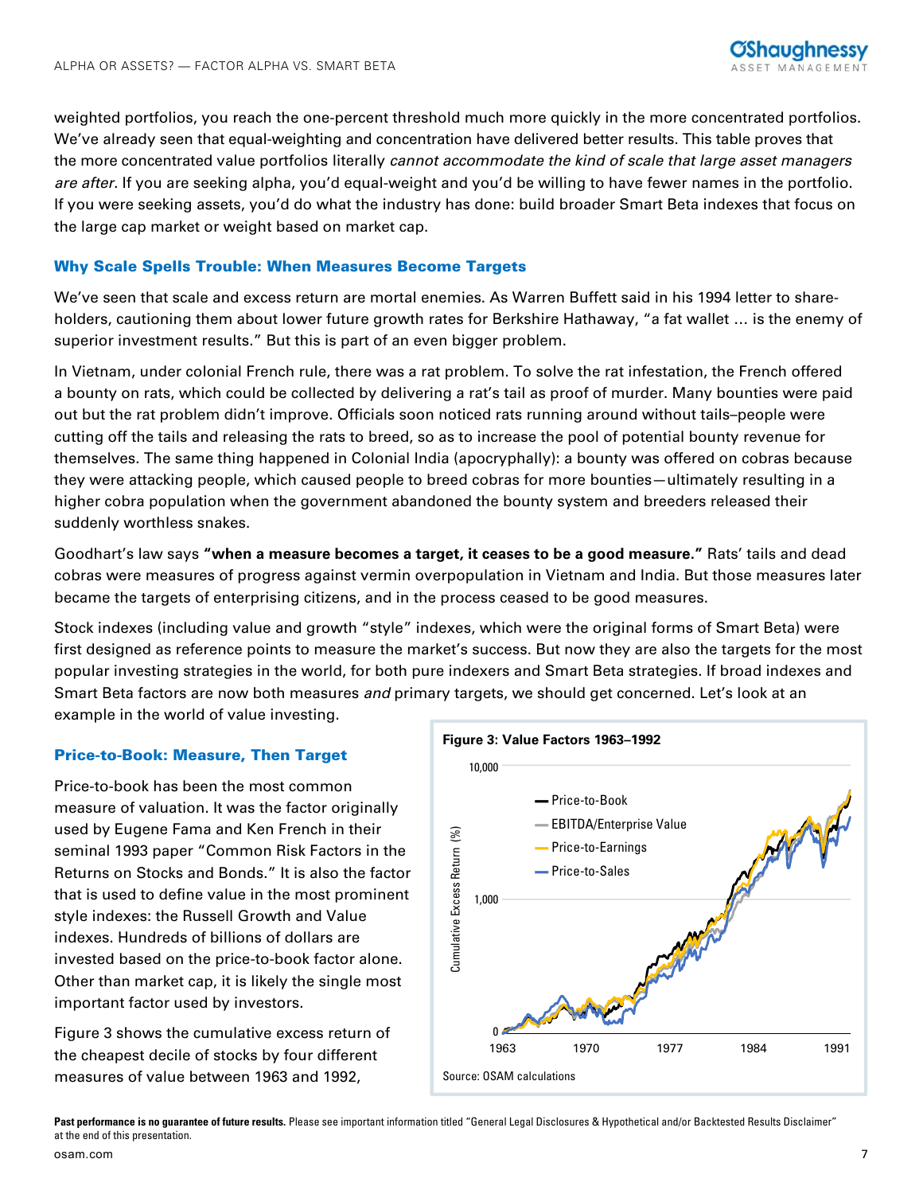weighted portfolios, you reach the one-percent threshold much more quickly in the more concentrated portfolios. We've already seen that equal-weighting and concentration have delivered better results. This table proves that the more concentrated value portfolios literally *cannot accommodate the kind of scale that large asset managers are after.* If you are seeking alpha, you'd equal-weight and you'd be willing to have fewer names in the portfolio. If you were seeking assets, you'd do what the industry has done: build broader Smart Beta indexes that focus on the large cap market or weight based on market cap.

### Why Scale Spells Trouble: When Measures Become Targets

We've seen that scale and excess return are mortal enemies. As Warren Buffett said in his 1994 letter to shareholders, cautioning them about lower future growth rates for Berkshire Hathaway, "a fat wallet … is the enemy of superior investment results." But this is part of an even bigger problem.

In Vietnam, under colonial French rule, there was a rat problem. To solve the rat infestation, the French offered a bounty on rats, which could be collected by delivering a rat's tail as proof of murder. Many bounties were paid out but the rat problem didn't improve. Officials soon noticed rats running around without tails–people were cutting off the tails and releasing the rats to breed, so as to increase the pool of potential bounty revenue for themselves. The same thing happened in Colonial India (apocryphally): a bounty was offered on cobras because they were attacking people, which caused people to breed cobras for more bounties—ultimately resulting in a higher cobra population when the government abandoned the bounty system and breeders released their suddenly worthless snakes.

Goodhart's law says **"when a measure becomes a target, it ceases to be a good measure."** Rats' tails and dead cobras were measures of progress against vermin overpopulation in Vietnam and India. But those measures later became the targets of enterprising citizens, and in the process ceased to be good measures.

Stock indexes (including value and growth "style" indexes, which were the original forms of Smart Beta) were first designed as reference points to measure the market's success. But now they are also the targets for the most popular investing strategies in the world, for both pure indexers and Smart Beta strategies. If broad indexes and Smart Beta factors are now both measures *and* primary targets, we should get concerned. Let's look at an example in the world of value investing.

### Price-to-Book: Measure, Then Target

Price-to-book has been the most common measure of valuation. It was the factor originally used by Eugene Fama and Ken French in their seminal 1993 paper "Common Risk Factors in the Returns on Stocks and Bonds." It is also the factor that is used to define value in the most prominent style indexes: the Russell Growth and Value indexes. Hundreds of billions of dollars are invested based on the price-to-book factor alone. Other than market cap, it is likely the single most important factor used by investors.

Figure 3 shows the cumulative excess return of the cheapest decile of stocks by four different measures of value between 1963 and 1992,

**Figure 3: Value Factors 1963–1992**

Source: OSAM calculations

**Past performance is no guarantee of future results.** Please see important information titled "General Legal Disclosures & Hypothetical and/or Backtested Results Disclaimer" at the end of this presentation.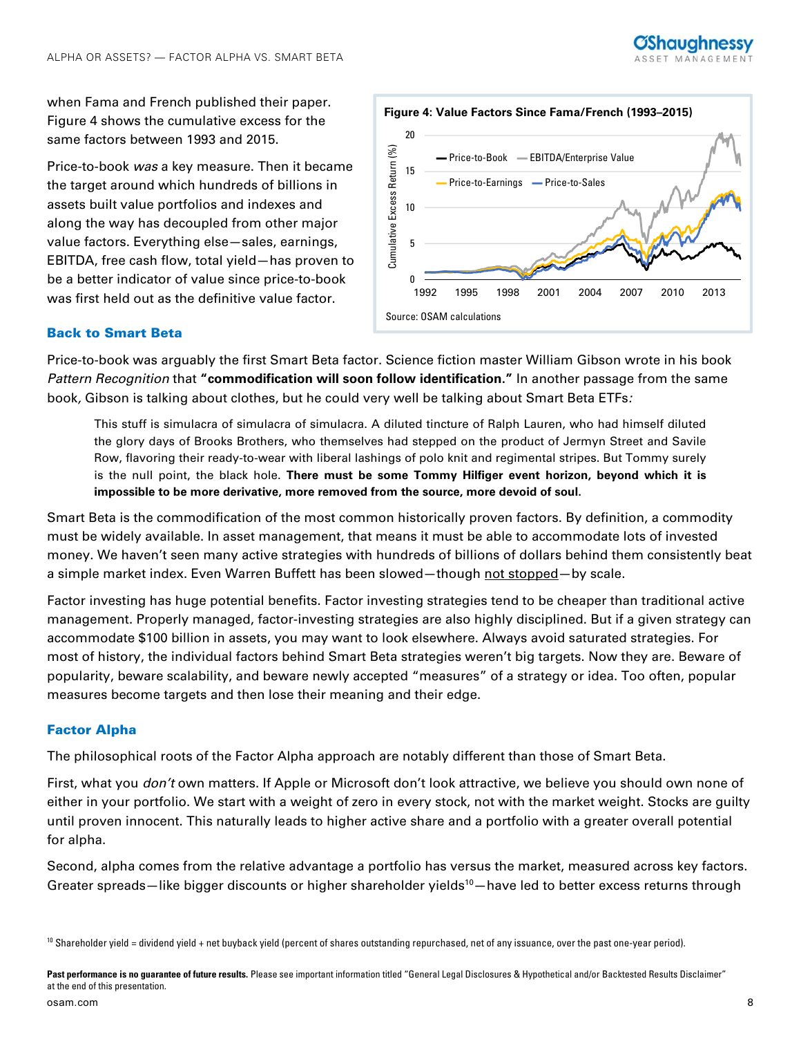when Fama and French published their paper. Figure 4 shows the cumulative excess for the same factors between 1993 and 2015.

Price-to-book *was* a key measure. Then it became the target around which hundreds of billions in assets built value portfolios and indexes and along the way has decoupled from other major value factors. Everything else—sales, earnings, EBITDA, free cash flow, total yield—has proven to be a better indicator of value since price-to-book was first held out as the definitive value factor.

**Figure 4: Value Factors Since Fama/French (1993–2015)**

Cumulative Excess Return (%)
20
15
10
5
0
1992 1995 1998 2001 2004 2007 2010 2013

Price-to-Book
EBITDA/Enterprise Value
Price-to-Earnings
Price-to-Sales

Source: OSAM calculations

## Back to Smart Beta

Price-to-book was arguably the first Smart Beta factor. Science fiction master William Gibson wrote in his book *Pattern Recognition* that **"commodification will soon follow identification."** In another passage from the same book, Gibson is talking about clothes, but he could very well be talking about Smart Beta ETFs:

> This stuff is simulacra of simulacra of simulacra. A diluted tincture of Ralph Lauren, who had himself diluted the glory days of Brooks Brothers, who themselves had stepped on the product of Jermyn Street and Savile Row, flavoring their ready-to-wear with liberal lashings of polo knit and regimental stripes. But Tommy surely is the null point, the black hole. **There must be some Tommy Hilfiger event horizon, beyond which it is impossible to be more derivative, more removed from the source, more devoid of soul.**

Smart Beta is the commodification of the most common historically proven factors. By definition, a commodity must be widely available. In asset management, that means it must be able to accommodate lots of invested money. We haven't seen many active strategies with hundreds of billions of dollars behind them consistently beat a simple market index. Even Warren Buffett has been slowed—though not stopped—by scale.

Factor investing has huge potential benefits. Factor investing strategies tend to be cheaper than traditional active management. Properly managed, factor-investing strategies are also highly disciplined. But if a given strategy can accommodate $100 billion in assets, you may want to look elsewhere. Always avoid saturated strategies. For most of history, the individual factors behind Smart Beta strategies weren't big targets. Now they are. Beware of popularity, beware scalability, and beware newly accepted "measures" of a strategy or idea. Too often, popular measures become targets and then lose their meaning and their edge.

## Factor Alpha

The philosophical roots of the Factor Alpha approach are notably different than those of Smart Beta.

First, what you *don't* own matters. If Apple or Microsoft don't look attractive, we believe you should own none of either in your portfolio. We start with a weight of zero in every stock, not with the market weight. Stocks are guilty until proven innocent. This naturally leads to higher active share and a portfolio with a greater overall potential for alpha.

Second, alpha comes from the relative advantage a portfolio has versus the market, measured across key factors. Greater spreads—like bigger discounts or higher shareholder yields[10]—have led to better excess returns through

[10] Shareholder yield = dividend yield + net buyback yield (percent of shares outstanding repurchased, net of any issuance, over the past one-year period).

**Past performance is no guarantee of future results.** Please see important information titled "General Legal Disclosures & Hypothetical and/or Backtested Results Disclaimer" at the end of this presentation.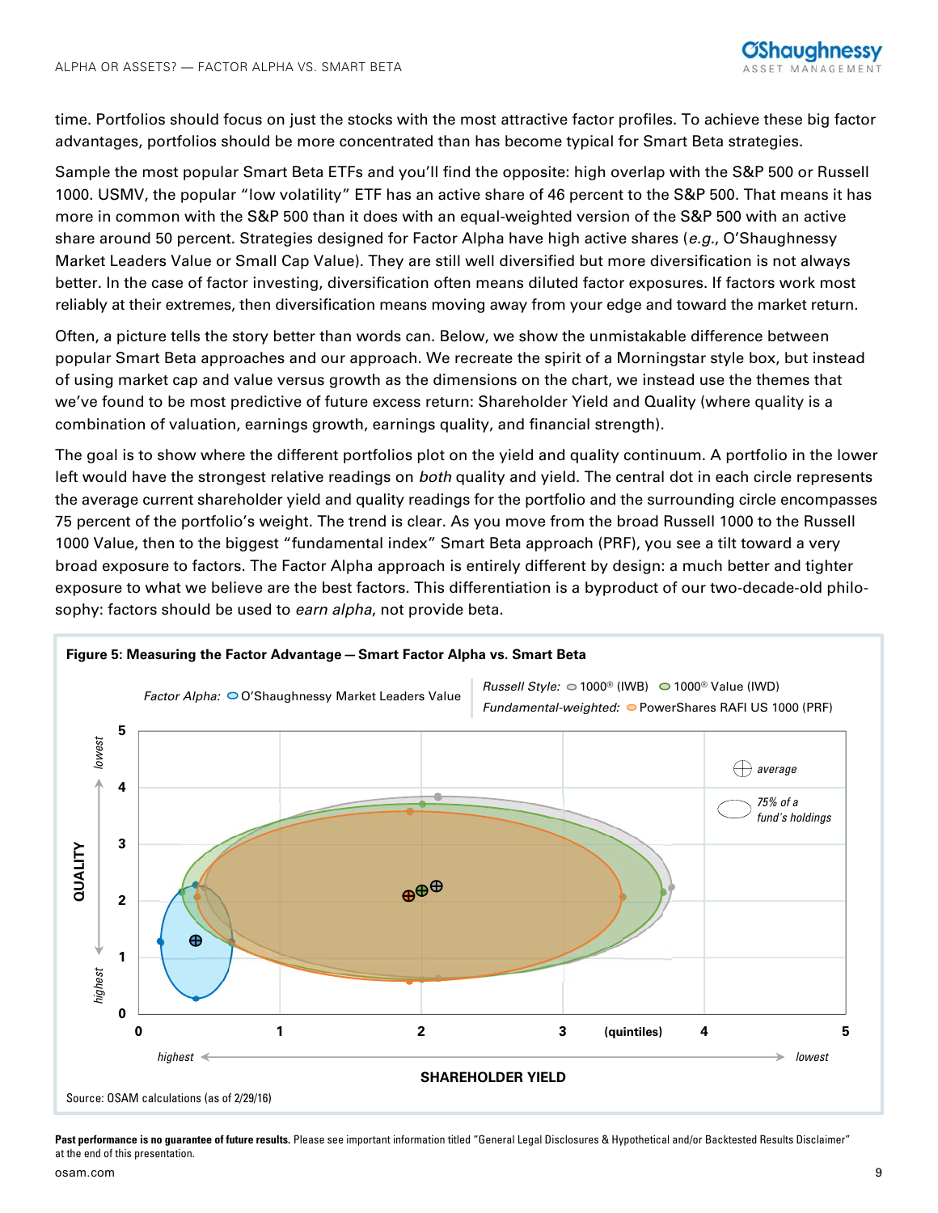time. Portfolios should focus on just the stocks with the most attractive factor profiles. To achieve these big factor advantages, portfolios should be more concentrated than has become typical for Smart Beta strategies.

Sample the most popular Smart Beta ETFs and you'll find the opposite: high overlap with the S&P 500 or Russell 1000. USMV, the popular "low volatility" ETF has an active share of 46 percent to the S&P 500. That means it has more in common with the S&P 500 than it does with an equal-weighted version of the S&P 500 with an active share around 50 percent. Strategies designed for Factor Alpha have high active shares (*e.g.*, O'Shaughnessy Market Leaders Value or Small Cap Value). They are still well diversified but more diversification is not always better. In the case of factor investing, diversification often means diluted factor exposures. If factors work most reliably at their extremes, then diversification means moving away from your edge and toward the market return.

Often, a picture tells the story better than words can. Below, we show the unmistakable difference between popular Smart Beta approaches and our approach. We recreate the spirit of a Morningstar style box, but instead of using market cap and value versus growth as the dimensions on the chart, we instead use the themes that we've found to be most predictive of future excess return: Shareholder Yield and Quality (where quality is a combination of valuation, earnings growth, earnings quality, and financial strength).

The goal is to show where the different portfolios plot on the yield and quality continuum. A portfolio in the lower left would have the strongest relative readings on *both* quality and yield. The central dot in each circle represents the average current shareholder yield and quality readings for the portfolio and the surrounding circle encompasses 75 percent of the portfolio's weight. The trend is clear. As you move from the broad Russell 1000 to the Russell 1000 Value, then to the biggest "fundamental index" Smart Beta approach (PRF), you see a tilt toward a very broad exposure to factors. The Factor Alpha approach is entirely different by design: a much better and tighter exposure to what we believe are the best factors. This differentiation is a byproduct of our two-decade-old philosophy: factors should be used to *earn alpha*, not provide beta.

**Figure 5: Measuring the Factor Advantage — Smart Factor Alpha vs. Smart Beta**

*Factor Alpha:* O'Shaughnessy Market Leaders Value | *Russell Style:* 1000® (IWB), 1000® Value (IWD) | *Fundamental-weighted:* PowerShares RAFI US 1000 (PRF)

Axes: QUALITY (0 highest – 5 lowest); SHAREHOLDER YIELD (quintiles, 0 highest – 5 lowest). Legend: average; 75% of a fund's holdings.

Source: OSAM calculations (as of 2/29/16)

**Past performance is no guarantee of future results.** Please see important information titled "General Legal Disclosures & Hypothetical and/or Backtested Results Disclaimer" at the end of this presentation.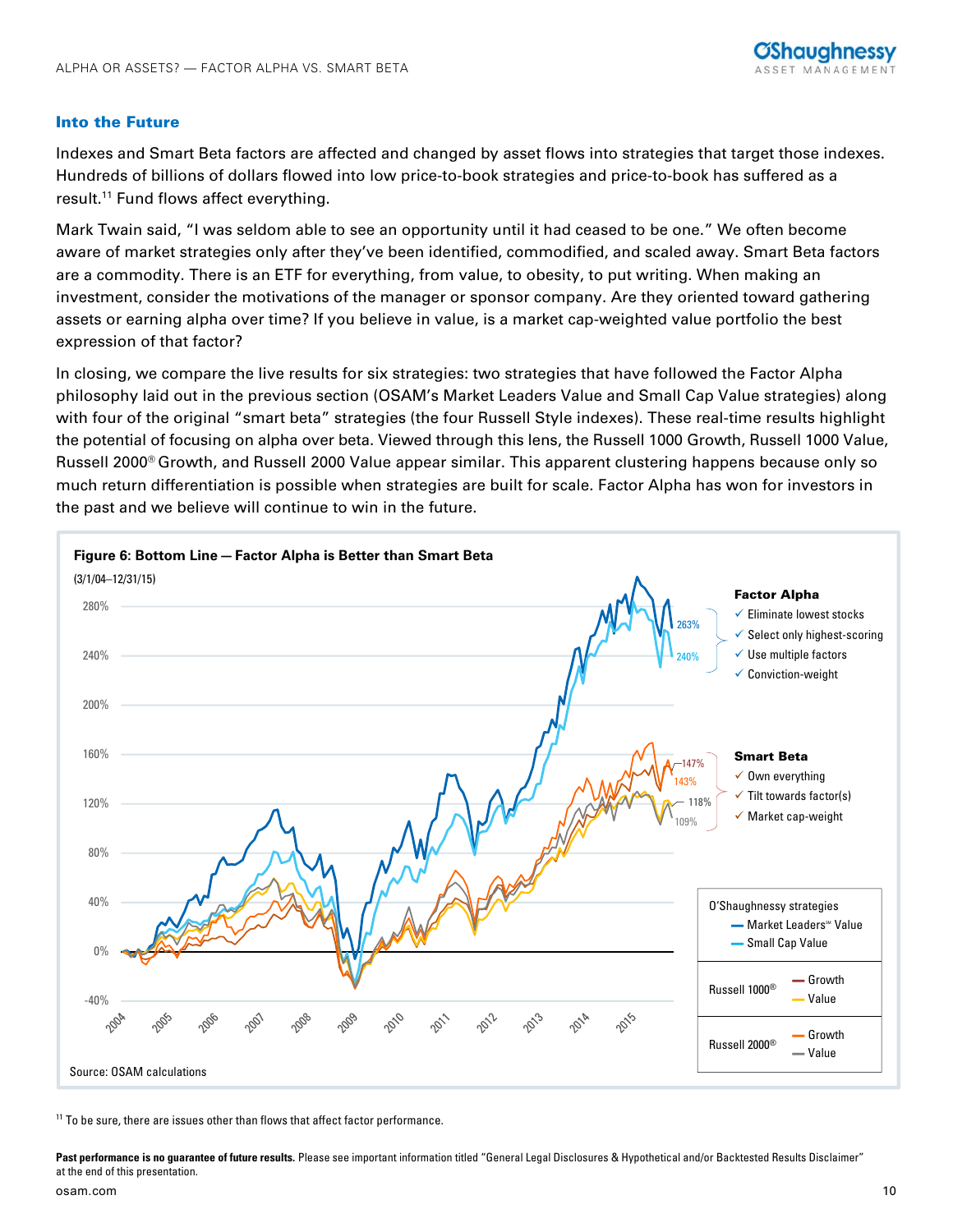## Into the Future

Indexes and Smart Beta factors are affected and changed by asset flows into strategies that target those indexes. Hundreds of billions of dollars flowed into low price-to-book strategies and price-to-book has suffered as a result.[11] Fund flows affect everything.

Mark Twain said, "I was seldom able to see an opportunity until it had ceased to be one." We often become aware of market strategies only after they've been identified, commodified, and scaled away. Smart Beta factors are a commodity. There is an ETF for everything, from value, to obesity, to put writing. When making an investment, consider the motivations of the manager or sponsor company. Are they oriented toward gathering assets or earning alpha over time? If you believe in value, is a market cap-weighted value portfolio the best expression of that factor?

In closing, we compare the live results for six strategies: two strategies that have followed the Factor Alpha philosophy laid out in the previous section (OSAM's Market Leaders Value and Small Cap Value strategies) along with four of the original "smart beta" strategies (the four Russell Style indexes). These real-time results highlight the potential of focusing on alpha over beta. Viewed through this lens, the Russell 1000 Growth, Russell 1000 Value, Russell 2000® Growth, and Russell 2000 Value appear similar. This apparent clustering happens because only so much return differentiation is possible when strategies are built for scale. Factor Alpha has won for investors in the past and we believe will continue to win in the future.

**Figure 6: Bottom Line — Factor Alpha is Better than Smart Beta**

(3/1/04–12/31/15)

**Factor Alpha**
- ✓ Eliminate lowest stocks
- ✓ Select only highest-scoring
- ✓ Use multiple factors
- ✓ Conviction-weight

**Smart Beta**
- ✓ Own everything
- ✓ Tilt towards factor(s)
- ✓ Market cap-weight

| Strategy | | Cumulative Return |
|---|---|---|
| O'Shaughnessy strategies | Market Leaders℠ Value | 263% |
| | Small Cap Value | 240% |
| Russell 1000® | Growth | 147% |
| | Value | 118% |
| Russell 2000® | Growth | 143% |
| | Value | 109% |

Source: OSAM calculations

[11] To be sure, there are issues other than flows that affect factor performance.

**Past performance is no guarantee of future results.** Please see important information titled "General Legal Disclosures & Hypothetical and/or Backtested Results Disclaimer" at the end of this presentation.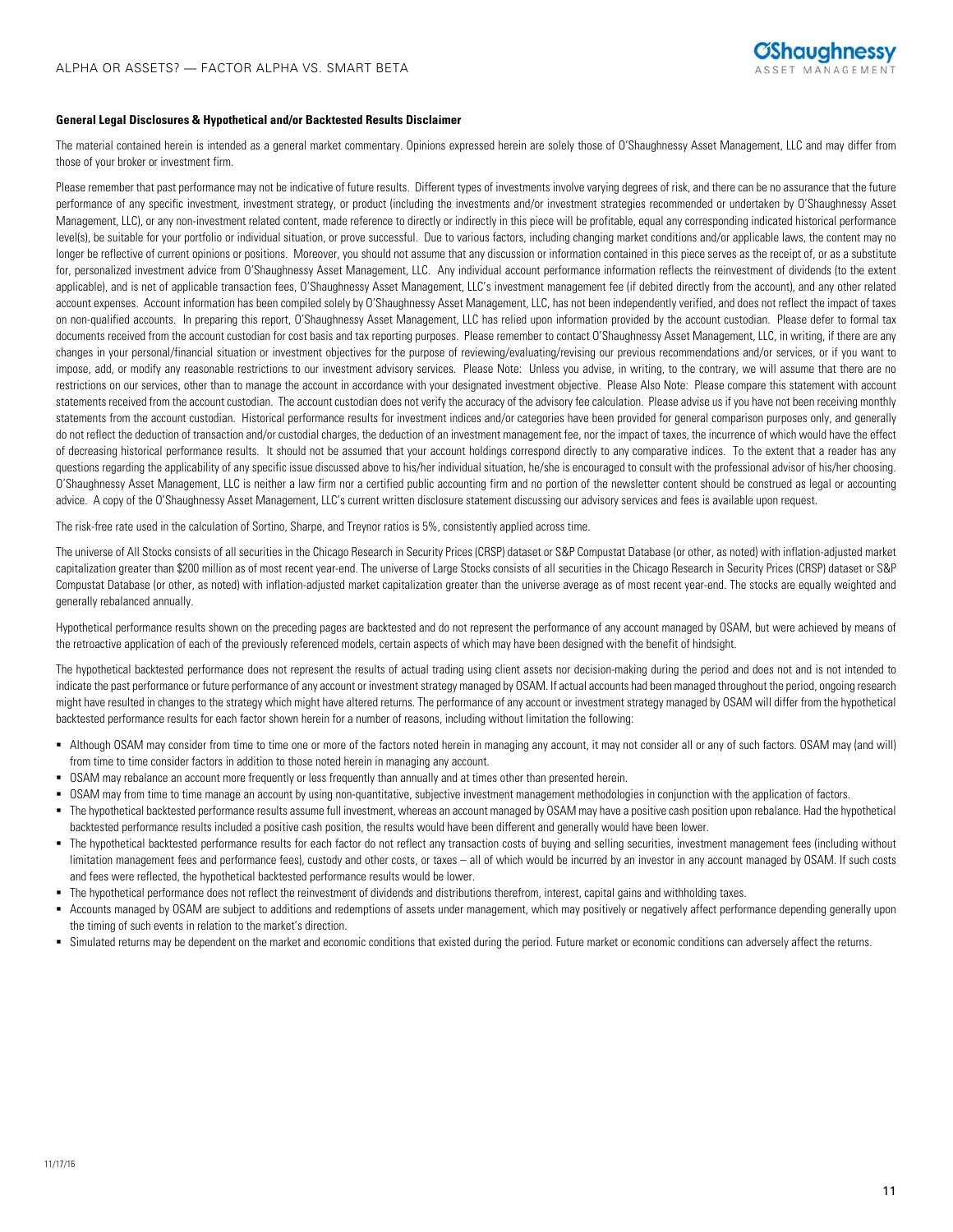**General Legal Disclosures & Hypothetical and/or Backtested Results Disclaimer**

The material contained herein is intended as a general market commentary. Opinions expressed herein are solely those of O'Shaughnessy Asset Management, LLC and may differ from those of your broker or investment firm.

Please remember that past performance may not be indicative of future results. Different types of investments involve varying degrees of risk, and there can be no assurance that the future performance of any specific investment, investment strategy, or product (including the investments and/or investment strategies recommended or undertaken by O'Shaughnessy Asset Management, LLC), or any non-investment related content, made reference to directly or indirectly in this piece will be profitable, equal any corresponding indicated historical performance level(s), be suitable for your portfolio or individual situation, or prove successful. Due to various factors, including changing market conditions and/or applicable laws, the content may no longer be reflective of current opinions or positions. Moreover, you should not assume that any discussion or information contained in this piece serves as the receipt of, or as a substitute for, personalized investment advice from O'Shaughnessy Asset Management, LLC. Any individual account performance information reflects the reinvestment of dividends (to the extent applicable), and is net of applicable transaction fees, O'Shaughnessy Asset Management, LLC's investment management fee (if debited directly from the account), and any other related account expenses. Account information has been compiled solely by O'Shaughnessy Asset Management, LLC, has not been independently verified, and does not reflect the impact of taxes on non-qualified accounts. In preparing this report, O'Shaughnessy Asset Management, LLC has relied upon information provided by the account custodian. Please defer to formal tax documents received from the account custodian for cost basis and tax reporting purposes. Please remember to contact O'Shaughnessy Asset Management, LLC, in writing, if there are any changes in your personal/financial situation or investment objectives for the purpose of reviewing/evaluating/revising our previous recommendations and/or services, or if you want to impose, add, or modify any reasonable restrictions to our investment advisory services. Please Note: Unless you advise, in writing, to the contrary, we will assume that there are no restrictions on our services, other than to manage the account in accordance with your designated investment objective. Please Also Note: Please compare this statement with account statements received from the account custodian. The account custodian does not verify the accuracy of the advisory fee calculation. Please advise us if you have not been receiving monthly statements from the account custodian. Historical performance results for investment indices and/or categories have been provided for general comparison purposes only, and generally do not reflect the deduction of transaction and/or custodial charges, the deduction of an investment management fee, nor the impact of taxes, the incurrence of which would have the effect of decreasing historical performance results. It should not be assumed that your account holdings correspond directly to any comparative indices. To the extent that a reader has any questions regarding the applicability of any specific issue discussed above to his/her individual situation, he/she is encouraged to consult with the professional advisor of his/her choosing. O'Shaughnessy Asset Management, LLC is neither a law firm nor a certified public accounting firm and no portion of the newsletter content should be construed as legal or accounting advice. A copy of the O'Shaughnessy Asset Management, LLC's current written disclosure statement discussing our advisory services and fees is available upon request.

The risk-free rate used in the calculation of Sortino, Sharpe, and Treynor ratios is 5%, consistently applied across time.

The universe of All Stocks consists of all securities in the Chicago Research in Security Prices (CRSP) dataset or S&P Compustat Database (or other, as noted) with inflation-adjusted market capitalization greater than $200 million as of most recent year-end. The universe of Large Stocks consists of all securities in the Chicago Research in Security Prices (CRSP) dataset or S&P Compustat Database (or other, as noted) with inflation-adjusted market capitalization greater than the universe average as of most recent year-end. The stocks are equally weighted and generally rebalanced annually.

Hypothetical performance results shown on the preceding pages are backtested and do not represent the performance of any account managed by OSAM, but were achieved by means of the retroactive application of each of the previously referenced models, certain aspects of which may have been designed with the benefit of hindsight.

The hypothetical backtested performance does not represent the results of actual trading using client assets nor decision-making during the period and does not and is not intended to indicate the past performance or future performance of any account or investment strategy managed by OSAM. If actual accounts had been managed throughout the period, ongoing research might have resulted in changes to the strategy which might have altered returns. The performance of any account or investment strategy managed by OSAM will differ from the hypothetical backtested performance results for each factor shown herein for a number of reasons, including without limitation the following:

- Although OSAM may consider from time to time one or more of the factors noted herein in managing any account, it may not consider all or any of such factors. OSAM may (and will) from time to time consider factors in addition to those noted herein in managing any account.
- OSAM may rebalance an account more frequently or less frequently than annually and at times other than presented herein.
- OSAM may from time to time manage an account by using non-quantitative, subjective investment management methodologies in conjunction with the application of factors.
- The hypothetical backtested performance results assume full investment, whereas an account managed by OSAM may have a positive cash position upon rebalance. Had the hypothetical backtested performance results included a positive cash position, the results would have been different and generally would have been lower.
- The hypothetical backtested performance results for each factor do not reflect any transaction costs of buying and selling securities, investment management fees (including without limitation management fees and performance fees), custody and other costs, or taxes – all of which would be incurred by an investor in any account managed by OSAM. If such costs and fees were reflected, the hypothetical backtested performance results would be lower.
- The hypothetical performance does not reflect the reinvestment of dividends and distributions therefrom, interest, capital gains and withholding taxes.
- Accounts managed by OSAM are subject to additions and redemptions of assets under management, which may positively or negatively affect performance depending generally upon the timing of such events in relation to the market's direction.
- Simulated returns may be dependent on the market and economic conditions that existed during the period. Future market or economic conditions can adversely affect the returns.

11/17/16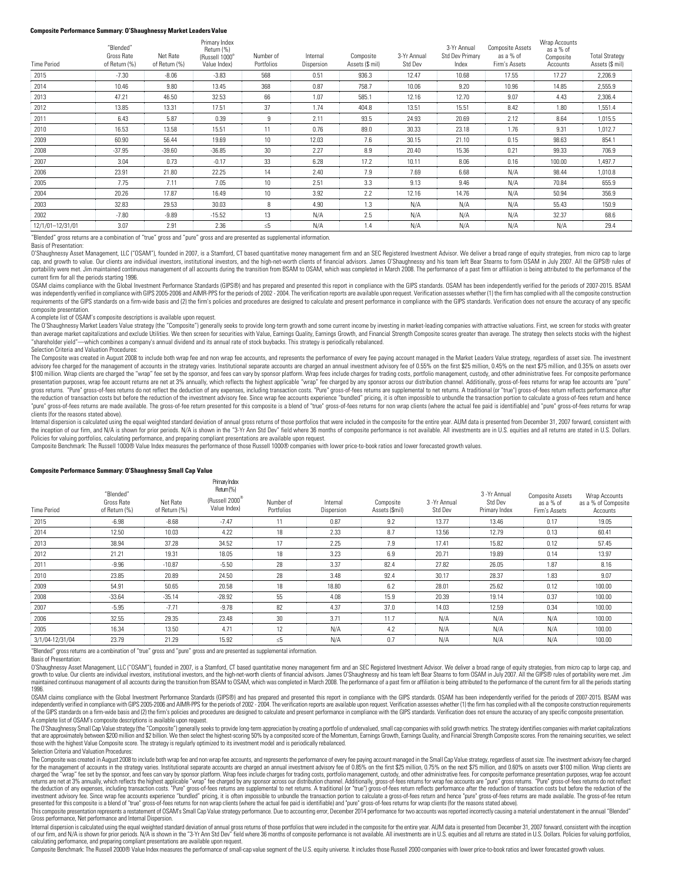**Composite Performance Summary: O'Shaughnessy Market Leaders Value**

| Time Period | "Blended" Gross Rate of Return (%) | Net Rate of Return (%) | Primary Index Return (%) (Russell 1000® Value Index) | Number of Portfolios | Internal Dispersion | Composite Assets ($ mil) | 3-Yr Annual Std Dev | 3-Yr Annual Std Dev Primary Index | Composite Assets as a % of Firm's Assets | Wrap Accounts as a % of Composite Accounts | Total Strategy Assets ($ mil) |
|---|---|---|---|---|---|---|---|---|---|---|---|
| 2015 | -7.30 | -8.06 | -3.83 | 568 | 0.51 | 936.3 | 12.47 | 10.68 | 17.55 | 17.27 | 2,206.9 |
| 2014 | 10.46 | 9.80 | 13.45 | 368 | 0.87 | 758.7 | 10.06 | 9.20 | 10.96 | 14.85 | 2,555.9 |
| 2013 | 47.21 | 46.50 | 32.53 | 66 | 1.07 | 585.1 | 12.16 | 12.70 | 9.07 | 4.43 | 2,306.4 |
| 2012 | 13.85 | 13.31 | 17.51 | 37 | 1.74 | 404.8 | 13.51 | 15.51 | 8.42 | 1.80 | 1,551.4 |
| 2011 | 6.43 | 5.87 | 0.39 | 9 | 2.11 | 93.5 | 24.93 | 20.69 | 2.12 | 8.64 | 1,015.5 |
| 2010 | 16.53 | 13.58 | 15.51 | 11 | 0.76 | 89.0 | 30.33 | 23.18 | 1.76 | 9.31 | 1,012.7 |
| 2009 | 60.90 | 56.44 | 19.69 | 10 | 12.03 | 7.6 | 30.15 | 21.10 | 0.15 | 98.63 | 854.1 |
| 2008 | -37.95 | -39.60 | -36.85 | 30 | 2.27 | 8.9 | 20.40 | 15.36 | 0.21 | 99.33 | 706.9 |
| 2007 | 3.04 | 0.73 | -0.17 | 33 | 6.28 | 17.2 | 10.11 | 8.06 | 0.16 | 100.00 | 1,497.7 |
| 2006 | 23.91 | 21.80 | 22.25 | 14 | 2.40 | 7.9 | 7.69 | 6.68 | N/A | 98.44 | 1,010.8 |
| 2005 | 7.75 | 7.11 | 7.05 | 10 | 2.51 | 3.3 | 9.13 | 9.46 | N/A | 70.84 | 655.9 |
| 2004 | 20.26 | 17.87 | 16.49 | 10 | 3.92 | 2.2 | 12.16 | 14.76 | N/A | 50.94 | 356.9 |
| 2003 | 32.83 | 29.53 | 30.03 | 8 | 4.90 | 1.3 | N/A | N/A | N/A | 55.43 | 150.9 |
| 2002 | -7.80 | -9.89 | -15.52 | 13 | N/A | 2.5 | N/A | N/A | N/A | 32.37 | 68.6 |
| 12/1/01–12/31/01 | 3.07 | 2.91 | 2.36 | ≤5 | N/A | 1.4 | N/A | N/A | N/A | N/A | 29.4 |

"Blended" gross returns are a combination of "true" gross and "pure" gross and are presented as supplemental information.

Basis of Presentation:

O'Shaughnessy Asset Management, LLC ("OSAM"), founded in 2007, is a Stamford, CT based quantitative money management firm and an SEC Registered Investment Advisor. We deliver a broad range of equity strategies, from micro cap to large cap, and growth to value. Our clients are individual investors, institutional investors, and the high-net-worth clients of financial advisors. James O'Shaughnessy and his team left Bear Stearns to form OSAM in July 2007. All the GIPS® rules of portability were met. Jim maintained continuous management of all accounts during the transition from BSAM to OSAM, which was completed in March 2008. The performance of a past firm or affiliation is being attributed to the performance of the current firm for all the periods starting 1996.

OSAM claims compliance with the Global Investment Performance Standards (GIPS®) and has prepared and presented this report in compliance with the GIPS standards. OSAM has been independently verified for the periods of 2007-2015. BSAM was independently verified in compliance with GIPS 2005-2006 and AIMR-PPS for the periods of 2002 - 2004. The verification reports are available upon request. Verification assesses whether (1) the firm has complied with all the composite construction requirements of the GIPS standards on a firm-wide basis and (2) the firm's policies and procedures are designed to calculate and present performance in compliance with the GIPS standards. Verification does not ensure the accuracy of any specific composite presentation.

A complete list of OSAM's composite descriptions is available upon request.

The O'Shaughnessy Market Leaders Value strategy (the "Composite") generally seeks to provide long-term growth and some current income by investing in market-leading companies with attractive valuations. First, we screen for stocks with greater than average market capitalizations and exclude Utilities. We then screen for securities with Value, Earnings Quality, Earnings Growth, and Financial Strength Composite scores greater than average. The strategy then selects stocks with the highest "shareholder yield"—which combines a company's annual dividend and its annual rate of stock buybacks. This strategy is periodically rebalanced.

Selection Criteria and Valuation Procedures:

The Composite was created in August 2008 to include both wrap fee and non wrap fee accounts, and represents the performance of every fee paying account managed in the Market Leaders Value strategy, regardless of asset size. The investment advisory fee charged for the management of accounts in the strategy varies. Institutional separate accounts are charged an annual investment advisory fee of 0.55% on the first $25 million, 0.45% on the next $75 million, and 0.35% on assets over $100 million. Wrap clients are charged the "wrap" fee set by the sponsor, and fees can vary by sponsor platform. Wrap fees include charges for trading costs, portfolio management, custody, and other administrative fees. For composite performance presentation purposes, wrap fee account returns are net at 3% annually, which reflects the highest applicable "wrap" fee charged by any sponsor across our distribution channel. Additionally, gross-of-fees returns for wrap fee accounts are "pure" gross returns. "Pure" gross-of-fees returns do not reflect the deduction of any expenses, including transaction costs. "Pure" gross-of-fees returns are supplemental to net returns. A traditional (or "true") gross-of-fees return reflects performance after the reduction of transaction costs but before the reduction of the investment advisory fee. Since wrap fee accounts experience "bundled" pricing, it is often impossible to unbundle the transaction portion to calculate a gross-of-fees return and hence "pure" gross-of-fees returns are made available. The gross-of-fee return presented for this composite is a blend of "true" gross-of-fees returns for non wrap clients (where the actual fee paid is identifiable) and "pure" gross-of-fees returns for wrap clients (for the reasons stated above).

Internal dispersion is calculated using the equal weighted standard deviation of annual gross returns of those portfolios that were included in the composite for the entire year. AUM data is presented from December 31, 2007 forward, consistent with the inception of our firm, and N/A is shown for prior periods. N/A is shown in the "3-Yr Ann Std Dev" field where 36 months of composite performance is not available. All investments are in U.S. equities and all returns are stated in U.S. Dollars. Policies for valuing portfolios, calculating performance, and preparing compliant presentations are available upon request.

Composite Benchmark: The Russell 1000® Value Index measures the performance of those Russell 1000® companies with lower price-to-book ratios and lower forecasted growth values.

**Composite Performance Summary: O'Shaughnessy Small Cap Value**

| Time Period | "Blended" Gross Rate of Return (%) | Net Rate of Return (%) | Primary Index Return (%) (Russell 2000® Value Index) | Number of Portfolios | Internal Dispersion | Composite Assets ($mil) | 3 -Yr Annual Std Dev | 3 -Yr Annual Std Dev Primary Index | Composite Assets as a % of Firm's Assets | Wrap Accounts as a % of Composite Accounts |
|---|---|---|---|---|---|---|---|---|---|---|
| 2015 | -6.98 | -8.68 | -7.47 | 11 | 0.87 | 9.2 | 13.77 | 13.46 | 0.17 | 19.05 |
| 2014 | 12.50 | 10.03 | 4.22 | 18 | 2.33 | 8.7 | 13.56 | 12.79 | 0.13 | 60.41 |
| 2013 | 38.94 | 37.28 | 34.52 | 17 | 2.25 | 7.9 | 17.41 | 15.82 | 0.12 | 57.45 |
| 2012 | 21.21 | 19.31 | 18.05 | 18 | 3.23 | 6.9 | 20.71 | 19.89 | 0.14 | 13.97 |
| 2011 | -9.96 | -10.87 | -5.50 | 28 | 3.37 | 82.4 | 27.82 | 26.05 | 1.87 | 8.16 |
| 2010 | 23.85 | 20.89 | 24.50 | 28 | 3.48 | 92.4 | 30.17 | 28.37 | 1.83 | 9.07 |
| 2009 | 54.91 | 50.65 | 20.58 | 18 | 18.80 | 6.2 | 28.01 | 25.62 | 0.12 | 100.00 |
| 2008 | -33.64 | -35.14 | -28.92 | 55 | 4.08 | 15.9 | 20.39 | 19.14 | 0.37 | 100.00 |
| 2007 | -5.95 | -7.71 | -9.78 | 82 | 4.37 | 37.0 | 14.03 | 12.59 | 0.34 | 100.00 |
| 2006 | 32.55 | 29.35 | 23.48 | 30 | 3.71 | 11.7 | N/A | N/A | N/A | 100.00 |
| 2005 | 16.34 | 13.50 | 4.71 | 12 | N/A | 4.2 | N/A | N/A | N/A | 100.00 |
| 3/1/04-12/31/04 | 23.79 | 21.29 | 15.92 | ≤5 | N/A | 0.7 | N/A | N/A | N/A | 100.00 |

"Blended" gross returns are a combination of "true" gross and "pure" gross and are presented as supplemental information.

Basis of Presentation:

O'Shaughnessy Asset Management, LLC ("OSAM"), founded in 2007, is a Stamford, CT based quantitative money management firm and an SEC Registered Investment Advisor. We deliver a broad range of equity strategies, from micro cap to large cap, and growth to value. Our clients are individual investors, institutional investors, and the high-net-worth clients of financial advisors. James O'Shaughnessy and his team left Bear Stearns to form OSAM in July 2007. All the GIPS® rules of portability were met. Jim maintained continuous management of all accounts during the transition from BSAM to OSAM, which was completed in March 2008. The performance of a past firm or affiliation is being attributed to the performance of the current firm for all the periods starting 1996.

OSAM claims compliance with the Global Investment Performance Standards (GIPS®) and has prepared and presented this report in compliance with the GIPS standards. OSAM has been independently verified for the periods of 2007-2015. BSAM was independently verified in compliance with GIPS 2005-2006 and AIMR-PPS for the periods of 2002 - 2004. The verification reports are available upon request. Verification assesses whether (1) the firm has complied with all the composite construction requirements of the GIPS standards on a firm-wide basis and (2) the firm's policies and procedures are designed to calculate and present performance in compliance with the GIPS standards. Verification does not ensure the accuracy of any specific composite presentation.

A complete list of OSAM's composite descriptions is available upon request.

The O'Shaughnessy Small Cap Value strategy (the "Composite") generally seeks to provide long-term capital appreciation by creating a portfolio of undervalued, small cap companies with solid growth metrics. The strategy identifies companies with market capitalizations that are approximately between $200 million and $2 billion. We then select the highest-scoring 50% by a composited score of the Momentum, Earnings Growth, Earnings Quality, and Financial Strength Composite scores. From the remaining securities, we select those with the highest Value Composite score. The strategy is regularly optimized to its investment model and is periodically rebalanced.

Selection Criteria and Valuation Procedures:

The Composite was created in August 2008 to include both wrap fee and non wrap fee accounts, and represents the performance of every fee paying account managed in the Small Cap Value strategy, regardless of asset size. The investment advisory fee charged for the management of accounts in the strategy varies. Institutional separate accounts are charged an annual investment advisory fee of 0.85% on the first $25 million, 0.75% on the next $75 million, and 0.60% on assets over $100 million. Wrap clients are charged the "wrap" fee set by the sponsor, and fees can vary by sponsor platform. Wrap fees include charges for trading costs, portfolio management, custody, and other administrative fees. For composite performance presentation purposes, wrap fee account returns are net at 3% annually, which reflects the highest applicable "wrap" fee charged by any sponsor across our distribution channel. Additionally, gross-of-fees returns for wrap fee accounts are "pure" gross returns. "Pure" gross-of-fees returns do not reflect the deduction of any expenses, including transaction costs. "Pure" gross-of-fees returns are supplemental to net returns. A traditional (or "true") gross-of-fees return reflects performance after the reduction of transaction costs but before the reduction of the investment advisory fee. Since wrap fee accounts experience "bundled" pricing, it is often impossible to unbundle the transaction portion to calculate a gross-of-fees return and hence "pure" gross-of-fees returns are made available. The gross-of-fee return presented for this composite is a blend of "true" gross-of-fees returns for non wrap clients (where the actual fee paid is identifiable) and "pure" gross-of-fees returns for wrap clients (for the reasons stated above).

This composite presentation represents a restatement of OSAM's Small Cap Value strategy performance. Due to accounting error, December 2014 performance for two accounts was reported incorrectly causing a material understatement in the annual "Blended" Gross performance, Net performance and Internal Dispersion.

Internal dispersion is calculated using the equal weighted standard deviation of annual gross returns of those portfolios that were included in the composite for the entire year. AUM data is presented from December 31, 2007 forward, consistent with the inception of our firm, and N/A is shown for prior periods. N/A is shown in the "3-Yr Ann Std Dev" field where 36 months of composite performance is not available. All investments are in U.S. equities and all returns are stated in U.S. Dollars. Policies for valuing portfolios, calculating performance, and preparing compliant presentations are available upon request.

Composite Benchmark: The Russell 2000® Value Index measures the performance of small-cap value segment of the U.S. equity universe. It includes those Russell 2000 companies with lower price-to-book ratios and lower forecasted growth values.